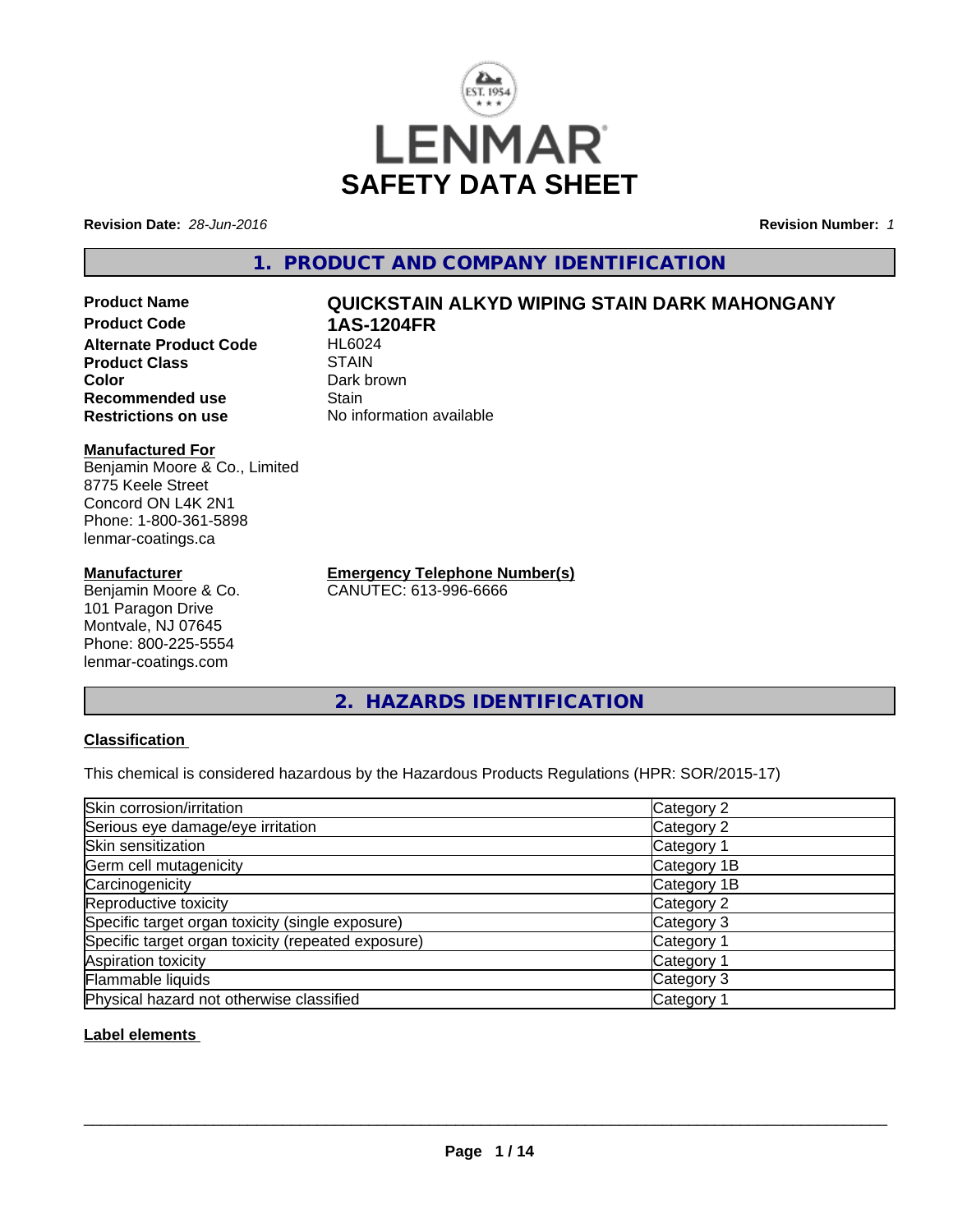LENMAR

# SAFETY DATA SHEET

**Revision Date:** *28-Jun-2016*

**Revision Number:** *1*

## 1. PRODUCT AND COMPANY IDENTIFICATION

| | |
|---|---|
| **Product Name** | **QUICKSTAIN ALKYD WIPING STAIN DARK MAHONGANY** |
| **Product Code** | **1AS-1204FR** |
| **Alternate Product Code** | HL6024 |
| **Product Class** | STAIN |
| **Color** | Dark brown |
| **Recommended use** | Stain |
| **Restrictions on use** | No information available |

**Manufactured For**
Benjamin Moore & Co., Limited
8775 Keele Street
Concord ON L4K 2N1
Phone: 1-800-361-5898
lenmar-coatings.ca

**Manufacturer**
Benjamin Moore & Co.
101 Paragon Drive
Montvale, NJ 07645
Phone: 800-225-5554
lenmar-coatings.com

**Emergency Telephone Number(s)**
CANUTEC: 613-996-6666

## 2. HAZARDS IDENTIFICATION

**Classification**

This chemical is considered hazardous by the Hazardous Products Regulations (HPR: SOR/2015-17)

| | |
|---|---|
| Skin corrosion/irritation | Category 2 |
| Serious eye damage/eye irritation | Category 2 |
| Skin sensitization | Category 1 |
| Germ cell mutagenicity | Category 1B |
| Carcinogenicity | Category 1B |
| Reproductive toxicity | Category 2 |
| Specific target organ toxicity (single exposure) | Category 3 |
| Specific target organ toxicity (repeated exposure) | Category 1 |
| Aspiration toxicity | Category 1 |
| Flammable liquids | Category 3 |
| Physical hazard not otherwise classified | Category 1 |

**Label elements**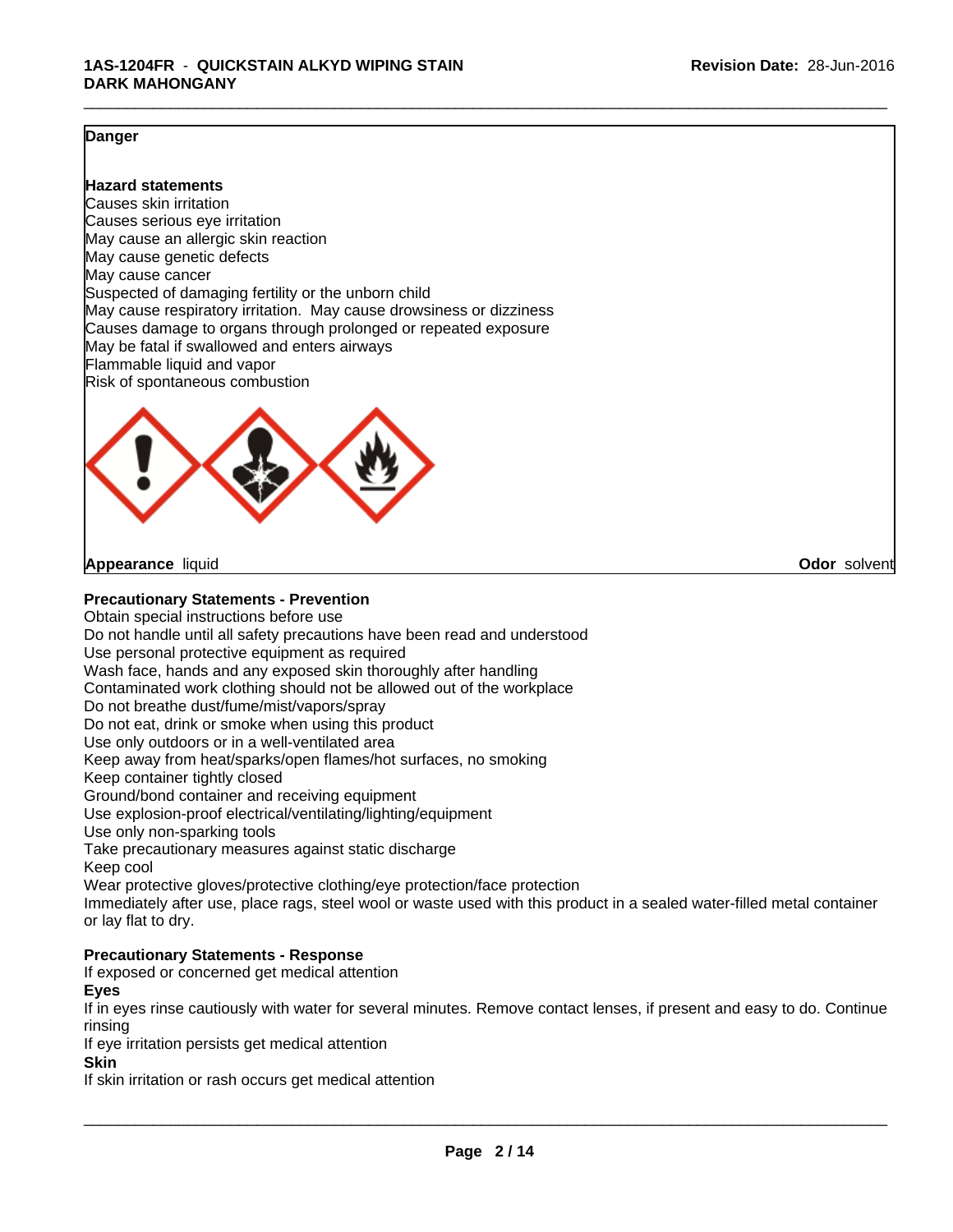**Danger**

**Hazard statements**

Causes skin irritation
Causes serious eye irritation
May cause an allergic skin reaction
May cause genetic defects
May cause cancer
Suspected of damaging fertility or the unborn child
May cause respiratory irritation. May cause drowsiness or dizziness
Causes damage to organs through prolonged or repeated exposure
May be fatal if swallowed and enters airways
Flammable liquid and vapor
Risk of spontaneous combustion

**Appearance** liquid **Odor** solvent

**Precautionary Statements - Prevention**

Obtain special instructions before use
Do not handle until all safety precautions have been read and understood
Use personal protective equipment as required
Wash face, hands and any exposed skin thoroughly after handling
Contaminated work clothing should not be allowed out of the workplace
Do not breathe dust/fume/mist/vapors/spray
Do not eat, drink or smoke when using this product
Use only outdoors or in a well-ventilated area
Keep away from heat/sparks/open flames/hot surfaces, no smoking
Keep container tightly closed
Ground/bond container and receiving equipment
Use explosion-proof electrical/ventilating/lighting/equipment
Use only non-sparking tools
Take precautionary measures against static discharge
Keep cool
Wear protective gloves/protective clothing/eye protection/face protection
Immediately after use, place rags, steel wool or waste used with this product in a sealed water-filled metal container or lay flat to dry.

**Precautionary Statements - Response**

If exposed or concerned get medical attention

**Eyes**

If in eyes rinse cautiously with water for several minutes. Remove contact lenses, if present and easy to do. Continue rinsing
If eye irritation persists get medical attention

**Skin**

If skin irritation or rash occurs get medical attention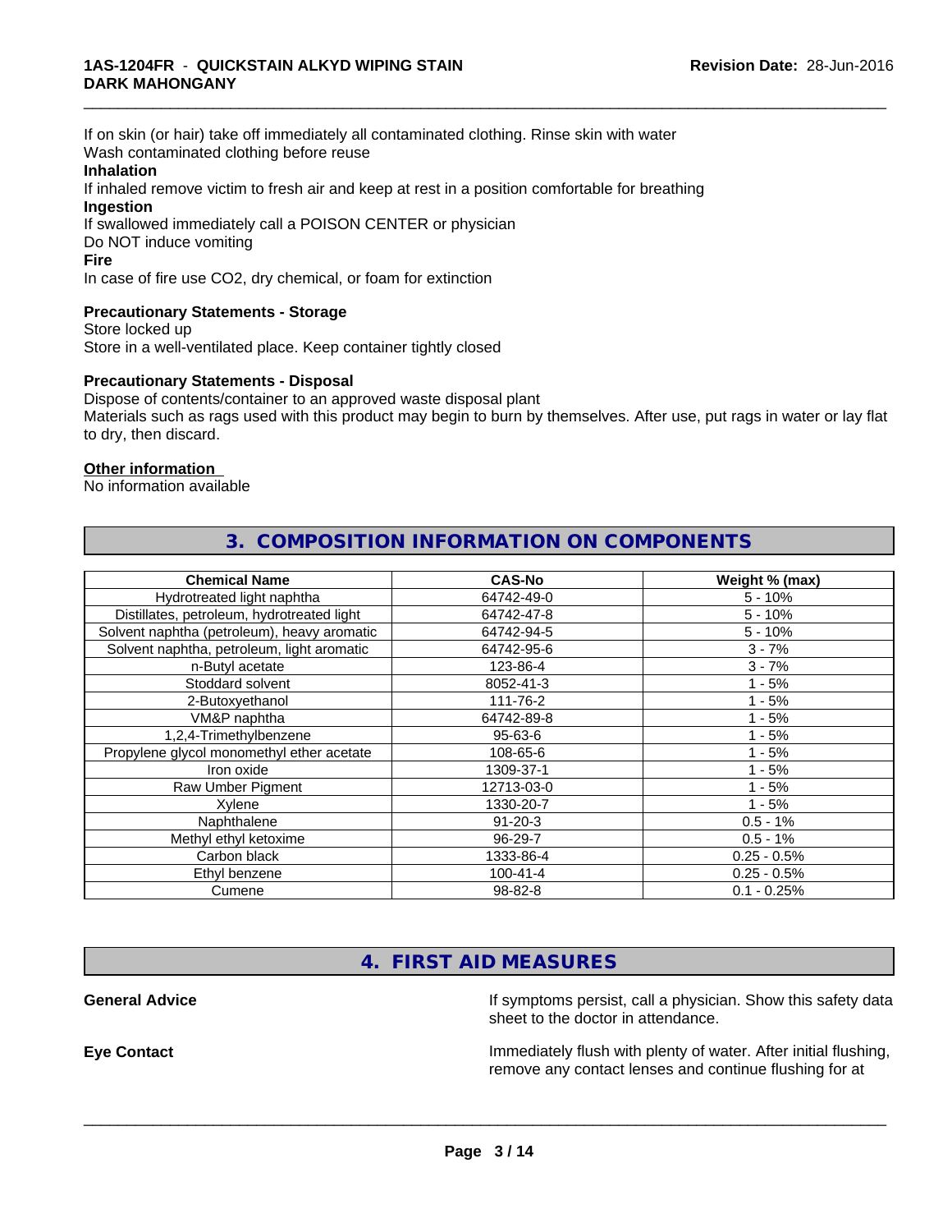If on skin (or hair) take off immediately all contaminated clothing. Rinse skin with water
Wash contaminated clothing before reuse

**Inhalation**

If inhaled remove victim to fresh air and keep at rest in a position comfortable for breathing

**Ingestion**

If swallowed immediately call a POISON CENTER or physician
Do NOT induce vomiting

**Fire**

In case of fire use CO2, dry chemical, or foam for extinction

**Precautionary Statements - Storage**

Store locked up
Store in a well-ventilated place. Keep container tightly closed

**Precautionary Statements - Disposal**

Dispose of contents/container to an approved waste disposal plant
Materials such as rags used with this product may begin to burn by themselves. After use, put rags in water or lay flat to dry, then discard.

**Other information**

No information available

## 3. COMPOSITION INFORMATION ON COMPONENTS

| Chemical Name | CAS-No | Weight % (max) |
|---|---|---|
| Hydrotreated light naphtha | 64742-49-0 | 5 - 10% |
| Distillates, petroleum, hydrotreated light | 64742-47-8 | 5 - 10% |
| Solvent naphtha (petroleum), heavy aromatic | 64742-94-5 | 5 - 10% |
| Solvent naphtha, petroleum, light aromatic | 64742-95-6 | 3 - 7% |
| n-Butyl acetate | 123-86-4 | 3 - 7% |
| Stoddard solvent | 8052-41-3 | 1 - 5% |
| 2-Butoxyethanol | 111-76-2 | 1 - 5% |
| VM&P naphtha | 64742-89-8 | 1 - 5% |
| 1,2,4-Trimethylbenzene | 95-63-6 | 1 - 5% |
| Propylene glycol monomethyl ether acetate | 108-65-6 | 1 - 5% |
| Iron oxide | 1309-37-1 | 1 - 5% |
| Raw Umber Pigment | 12713-03-0 | 1 - 5% |
| Xylene | 1330-20-7 | 1 - 5% |
| Naphthalene | 91-20-3 | 0.5 - 1% |
| Methyl ethyl ketoxime | 96-29-7 | 0.5 - 1% |
| Carbon black | 1333-86-4 | 0.25 - 0.5% |
| Ethyl benzene | 100-41-4 | 0.25 - 0.5% |
| Cumene | 98-82-8 | 0.1 - 0.25% |

## 4. FIRST AID MEASURES

**General Advice** — If symptoms persist, call a physician. Show this safety data sheet to the doctor in attendance.

**Eye Contact** — Immediately flush with plenty of water. After initial flushing, remove any contact lenses and continue flushing for at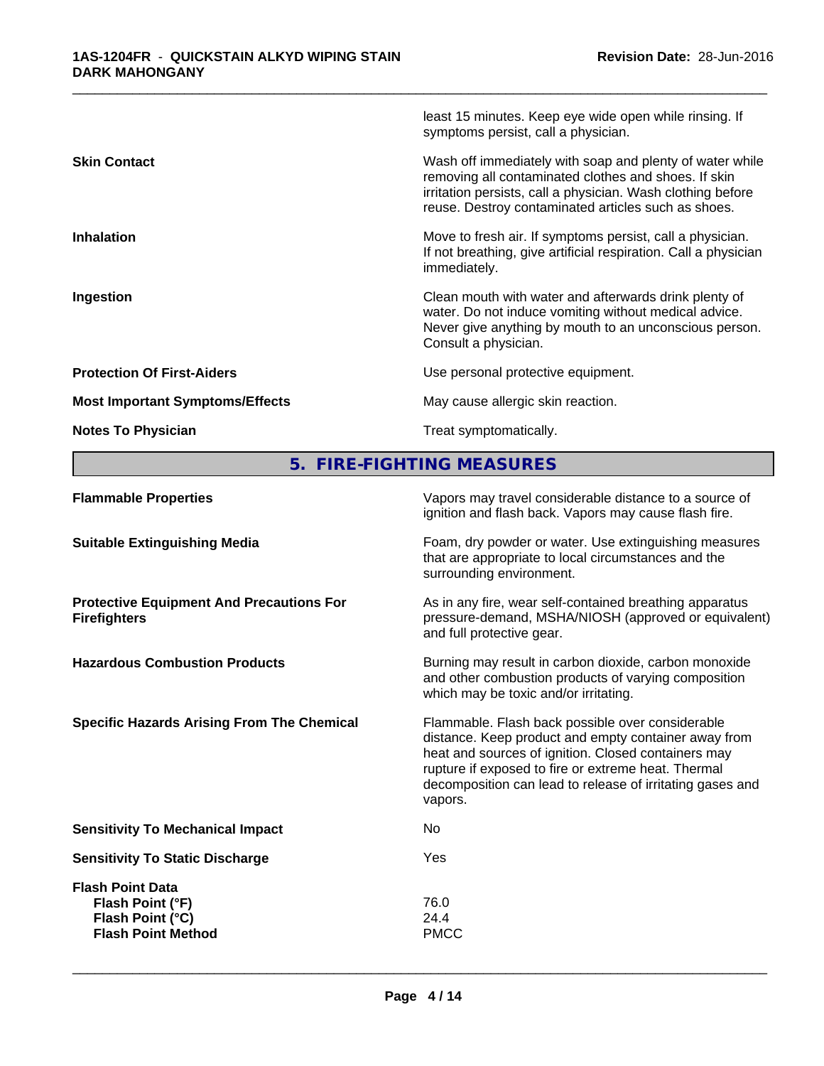| | |
|---|---|
| | least 15 minutes. Keep eye wide open while rinsing. If symptoms persist, call a physician. |
| **Skin Contact** | Wash off immediately with soap and plenty of water while removing all contaminated clothes and shoes. If skin irritation persists, call a physician. Wash clothing before reuse. Destroy contaminated articles such as shoes. |
| **Inhalation** | Move to fresh air. If symptoms persist, call a physician. If not breathing, give artificial respiration. Call a physician immediately. |
| **Ingestion** | Clean mouth with water and afterwards drink plenty of water. Do not induce vomiting without medical advice. Never give anything by mouth to an unconscious person. Consult a physician. |
| **Protection Of First-Aiders** | Use personal protective equipment. |
| **Most Important Symptoms/Effects** | May cause allergic skin reaction. |
| **Notes To Physician** | Treat symptomatically. |

## 5. FIRE-FIGHTING MEASURES

| | |
|---|---|
| **Flammable Properties** | Vapors may travel considerable distance to a source of ignition and flash back. Vapors may cause flash fire. |
| **Suitable Extinguishing Media** | Foam, dry powder or water. Use extinguishing measures that are appropriate to local circumstances and the surrounding environment. |
| **Protective Equipment And Precautions For Firefighters** | As in any fire, wear self-contained breathing apparatus pressure-demand, MSHA/NIOSH (approved or equivalent) and full protective gear. |
| **Hazardous Combustion Products** | Burning may result in carbon dioxide, carbon monoxide and other combustion products of varying composition which may be toxic and/or irritating. |
| **Specific Hazards Arising From The Chemical** | Flammable. Flash back possible over considerable distance. Keep product and empty container away from heat and sources of ignition. Closed containers may rupture if exposed to fire or extreme heat. Thermal decomposition can lead to release of irritating gases and vapors. |
| **Sensitivity To Mechanical Impact** | No |
| **Sensitivity To Static Discharge** | Yes |
| **Flash Point Data** | |
| **Flash Point (°F)** | 76.0 |
| **Flash Point (°C)** | 24.4 |
| **Flash Point Method** | PMCC |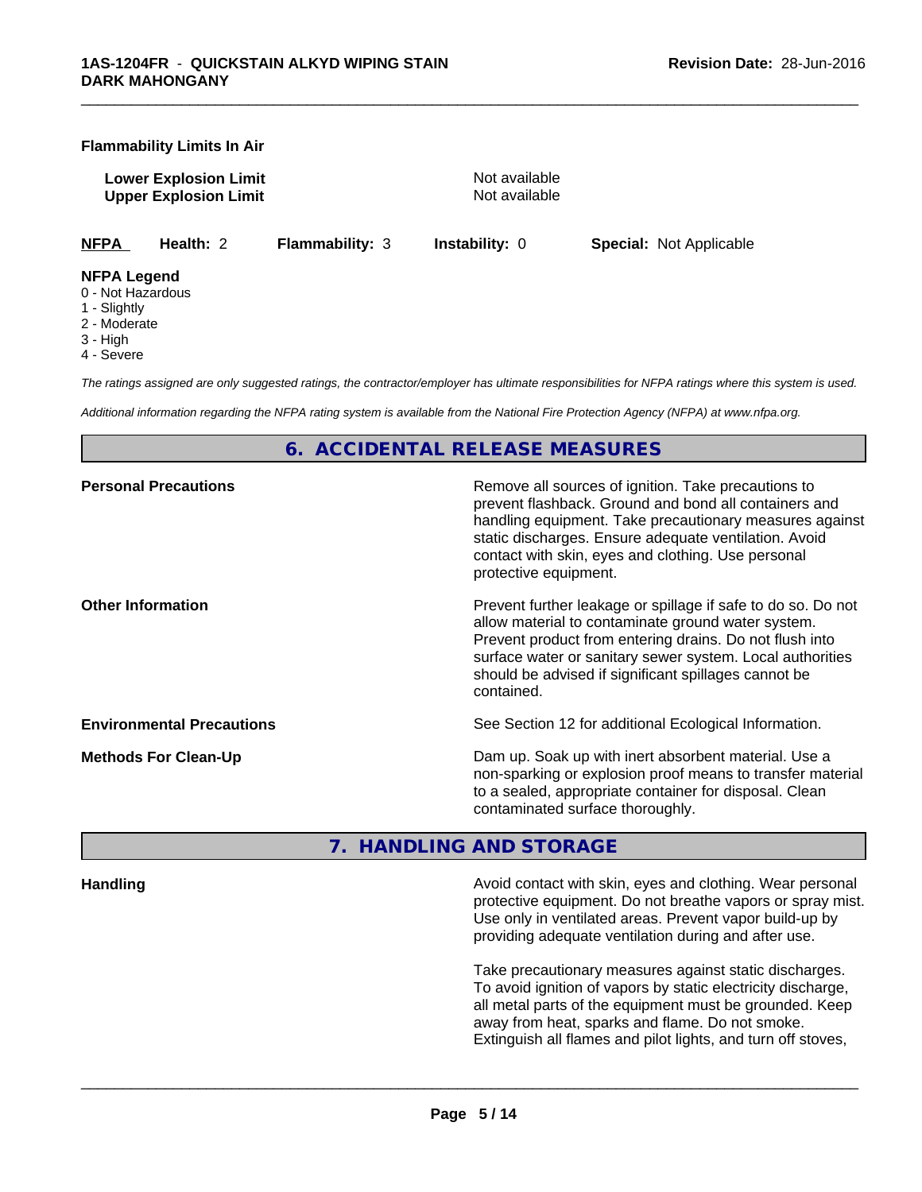**Flammability Limits In Air**

| | |
|---|---|
| **Lower Explosion Limit** | Not available |
| **Upper Explosion Limit** | Not available |

| **NFPA** | **Health:** 2 | **Flammability:** 3 | **Instability:** 0 | **Special:** Not Applicable |
|---|---|---|---|---|

**NFPA Legend**
0 - Not Hazardous
1 - Slightly
2 - Moderate
3 - High
4 - Severe

*The ratings assigned are only suggested ratings, the contractor/employer has ultimate responsibilities for NFPA ratings where this system is used.*

*Additional information regarding the NFPA rating system is available from the National Fire Protection Agency (NFPA) at www.nfpa.org.*

## 6. ACCIDENTAL RELEASE MEASURES

**Personal Precautions**

Remove all sources of ignition. Take precautions to prevent flashback. Ground and bond all containers and handling equipment. Take precautionary measures against static discharges. Ensure adequate ventilation. Avoid contact with skin, eyes and clothing. Use personal protective equipment.

**Other Information**

Prevent further leakage or spillage if safe to do so. Do not allow material to contaminate ground water system. Prevent product from entering drains. Do not flush into surface water or sanitary sewer system. Local authorities should be advised if significant spillages cannot be contained.

**Environmental Precautions**

See Section 12 for additional Ecological Information.

**Methods For Clean-Up**

Dam up. Soak up with inert absorbent material. Use a non-sparking or explosion proof means to transfer material to a sealed, appropriate container for disposal. Clean contaminated surface thoroughly.

## 7. HANDLING AND STORAGE

**Handling**

Avoid contact with skin, eyes and clothing. Wear personal protective equipment. Do not breathe vapors or spray mist. Use only in ventilated areas. Prevent vapor build-up by providing adequate ventilation during and after use.

Take precautionary measures against static discharges. To avoid ignition of vapors by static electricity discharge, all metal parts of the equipment must be grounded. Keep away from heat, sparks and flame. Do not smoke. Extinguish all flames and pilot lights, and turn off stoves,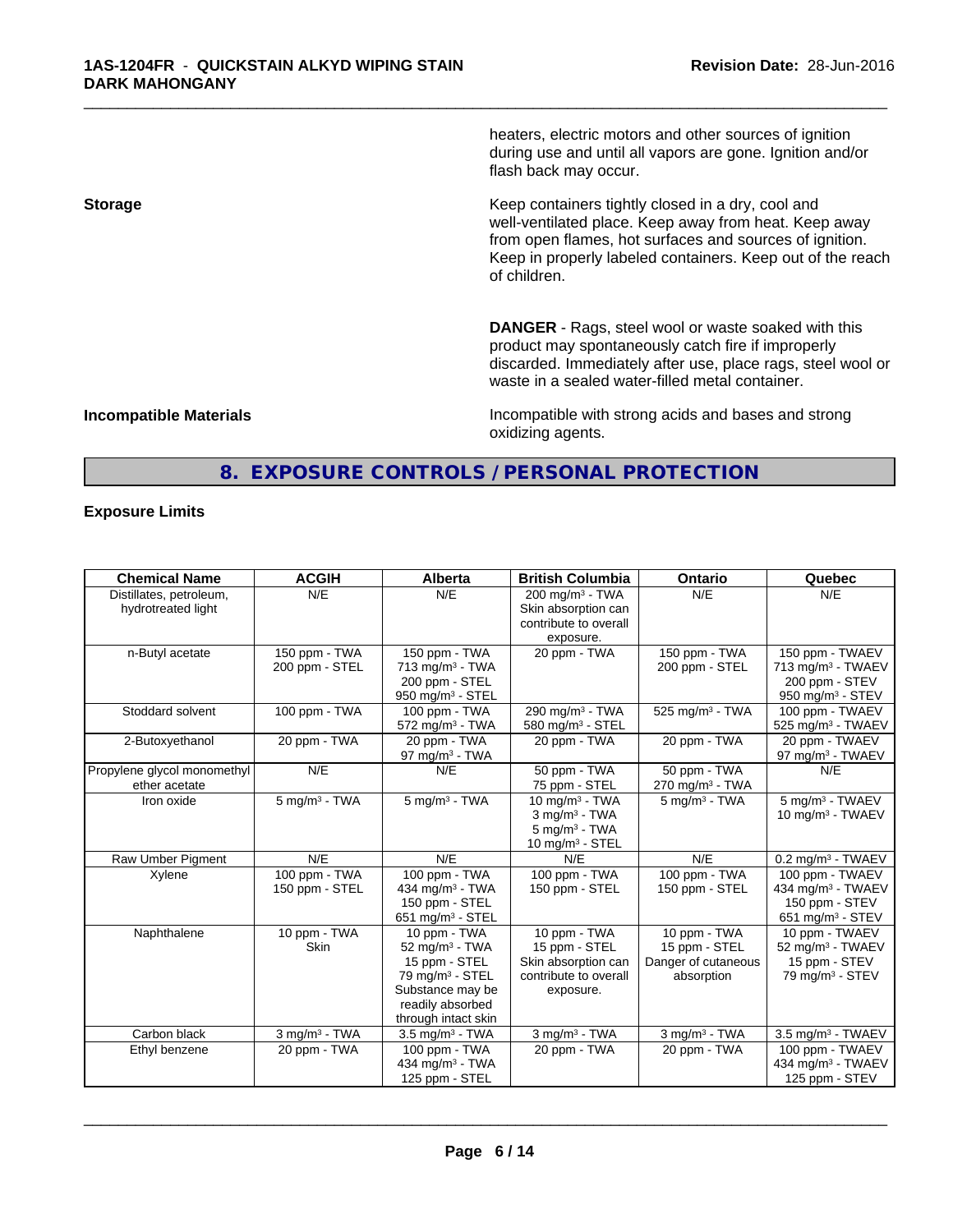heaters, electric motors and other sources of ignition during use and until all vapors are gone. Ignition and/or flash back may occur.

**Storage**

Keep containers tightly closed in a dry, cool and well-ventilated place. Keep away from heat. Keep away from open flames, hot surfaces and sources of ignition. Keep in properly labeled containers. Keep out of the reach of children.

**DANGER** - Rags, steel wool or waste soaked with this product may spontaneously catch fire if improperly discarded. Immediately after use, place rags, steel wool or waste in a sealed water-filled metal container.

**Incompatible Materials**

Incompatible with strong acids and bases and strong oxidizing agents.

## 8. EXPOSURE CONTROLS / PERSONAL PROTECTION

### Exposure Limits

| Chemical Name | ACGIH | Alberta | British Columbia | Ontario | Quebec |
|---|---|---|---|---|---|
| Distillates, petroleum, hydrotreated light | N/E | N/E | 200 mg/m³ - TWA<br>Skin absorption can contribute to overall exposure. | N/E | N/E |
| n-Butyl acetate | 150 ppm - TWA<br>200 ppm - STEL | 150 ppm - TWA<br>713 mg/m³ - TWA<br>200 ppm - STEL<br>950 mg/m³ - STEL | 20 ppm - TWA | 150 ppm - TWA<br>200 ppm - STEL | 150 ppm - TWAEV<br>713 mg/m³ - TWAEV<br>200 ppm - STEV<br>950 mg/m³ - STEV |
| Stoddard solvent | 100 ppm - TWA | 100 ppm - TWA<br>572 mg/m³ - TWA | 290 mg/m³ - TWA<br>580 mg/m³ - STEL | 525 mg/m³ - TWA | 100 ppm - TWAEV<br>525 mg/m³ - TWAEV |
| 2-Butoxyethanol | 20 ppm - TWA | 20 ppm - TWA<br>97 mg/m³ - TWA | 20 ppm - TWA | 20 ppm - TWA | 20 ppm - TWAEV<br>97 mg/m³ - TWAEV |
| Propylene glycol monomethyl ether acetate | N/E | N/E | 50 ppm - TWA<br>75 ppm - STEL | 50 ppm - TWA<br>270 mg/m³ - TWA | N/E |
| Iron oxide | 5 mg/m³ - TWA | 5 mg/m³ - TWA | 10 mg/m³ - TWA<br>3 mg/m³ - TWA<br>5 mg/m³ - TWA<br>10 mg/m³ - STEL | 5 mg/m³ - TWA | 5 mg/m³ - TWAEV<br>10 mg/m³ - TWAEV |
| Raw Umber Pigment | N/E | N/E | N/E | N/E | 0.2 mg/m³ - TWAEV |
| Xylene | 100 ppm - TWA<br>150 ppm - STEL | 100 ppm - TWA<br>434 mg/m³ - TWA<br>150 ppm - STEL<br>651 mg/m³ - STEL | 100 ppm - TWA<br>150 ppm - STEL | 100 ppm - TWA<br>150 ppm - STEL | 100 ppm - TWAEV<br>434 mg/m³ - TWAEV<br>150 ppm - STEV<br>651 mg/m³ - STEV |
| Naphthalene | 10 ppm - TWA<br>Skin | 10 ppm - TWA<br>52 mg/m³ - TWA<br>15 ppm - STEL<br>79 mg/m³ - STEL<br>Substance may be readily absorbed through intact skin | 10 ppm - TWA<br>15 ppm - STEL<br>Skin absorption can contribute to overall exposure. | 10 ppm - TWA<br>15 ppm - STEL<br>Danger of cutaneous absorption | 10 ppm - TWAEV<br>52 mg/m³ - TWAEV<br>15 ppm - STEV<br>79 mg/m³ - STEV |
| Carbon black | 3 mg/m³ - TWA | 3.5 mg/m³ - TWA | 3 mg/m³ - TWA | 3 mg/m³ - TWA | 3.5 mg/m³ - TWAEV |
| Ethyl benzene | 20 ppm - TWA | 100 ppm - TWA<br>434 mg/m³ - TWA<br>125 ppm - STEL | 20 ppm - TWA | 20 ppm - TWA | 100 ppm - TWAEV<br>434 mg/m³ - TWAEV<br>125 ppm - STEV |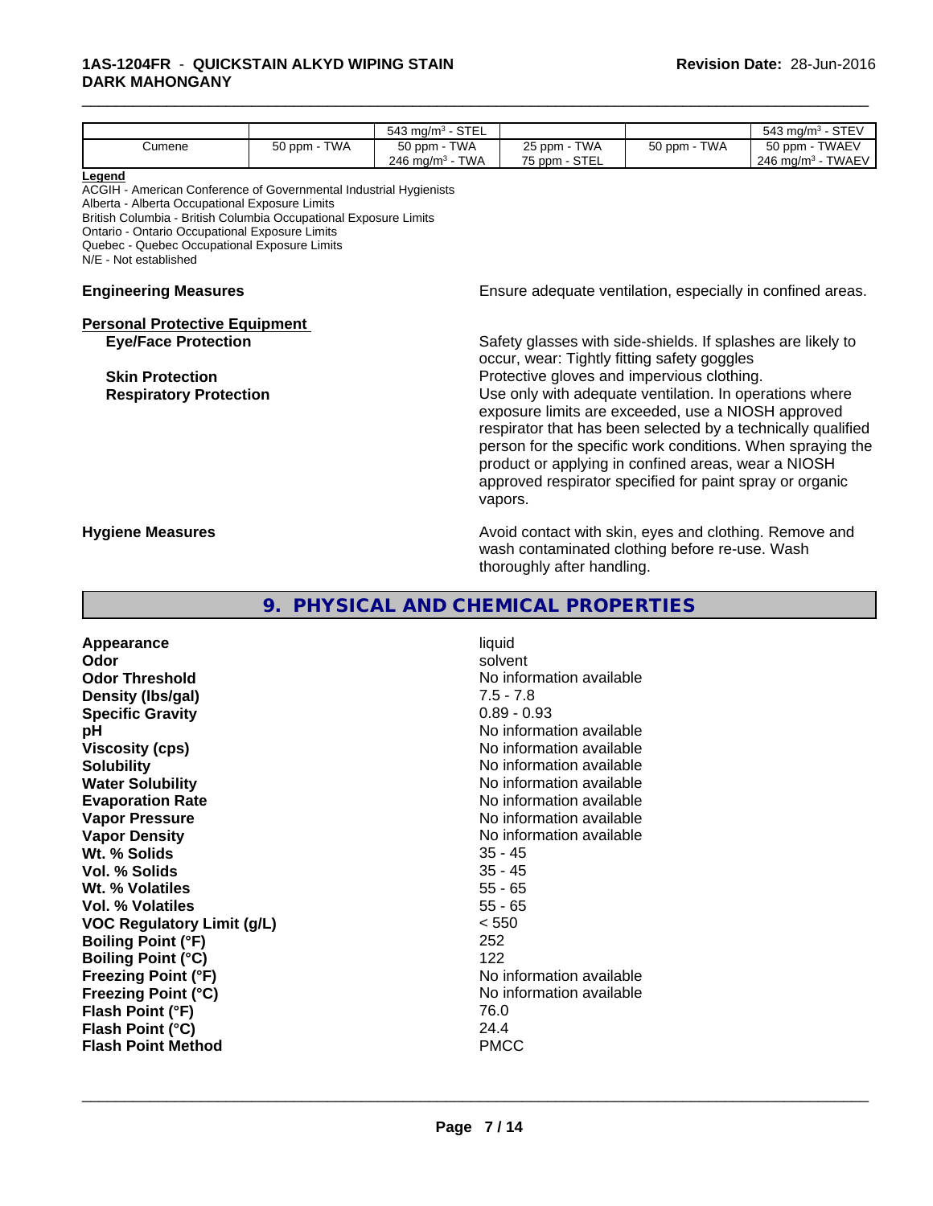| | | | | | |
|---|---|---|---|---|---|
| | | 543 mg/m³ - STEL | | | 543 mg/m³ - STEV |
| Cumene | 50 ppm - TWA | 50 ppm - TWA<br>246 mg/m³ - TWA | 25 ppm - TWA<br>75 ppm - STEL | 50 ppm - TWA | 50 ppm - TWAEV<br>246 mg/m³ - TWAEV |

**Legend**

ACGIH - American Conference of Governmental Industrial Hygienists
Alberta - Alberta Occupational Exposure Limits
British Columbia - British Columbia Occupational Exposure Limits
Ontario - Ontario Occupational Exposure Limits
Quebec - Quebec Occupational Exposure Limits
N/E - Not established

**Engineering Measures** Ensure adequate ventilation, especially in confined areas.

**Personal Protective Equipment**

**Eye/Face Protection** Safety glasses with side-shields. If splashes are likely to occur, wear: Tightly fitting safety goggles

**Skin Protection** Protective gloves and impervious clothing.

**Respiratory Protection** Use only with adequate ventilation. In operations where exposure limits are exceeded, use a NIOSH approved respirator that has been selected by a technically qualified person for the specific work conditions. When spraying the product or applying in confined areas, wear a NIOSH approved respirator specified for paint spray or organic vapors.

**Hygiene Measures** Avoid contact with skin, eyes and clothing. Remove and wash contaminated clothing before re-use. Wash thoroughly after handling.

## 9. PHYSICAL AND CHEMICAL PROPERTIES

| | |
|---|---|
| **Appearance** | liquid |
| **Odor** | solvent |
| **Odor Threshold** | No information available |
| **Density (lbs/gal)** | 7.5 - 7.8 |
| **Specific Gravity** | 0.89 - 0.93 |
| **pH** | No information available |
| **Viscosity (cps)** | No information available |
| **Solubility** | No information available |
| **Water Solubility** | No information available |
| **Evaporation Rate** | No information available |
| **Vapor Pressure** | No information available |
| **Vapor Density** | No information available |
| **Wt. % Solids** | 35 - 45 |
| **Vol. % Solids** | 35 - 45 |
| **Wt. % Volatiles** | 55 - 65 |
| **Vol. % Volatiles** | 55 - 65 |
| **VOC Regulatory Limit (g/L)** | < 550 |
| **Boiling Point (°F)** | 252 |
| **Boiling Point (°C)** | 122 |
| **Freezing Point (°F)** | No information available |
| **Freezing Point (°C)** | No information available |
| **Flash Point (°F)** | 76.0 |
| **Flash Point (°C)** | 24.4 |
| **Flash Point Method** | PMCC |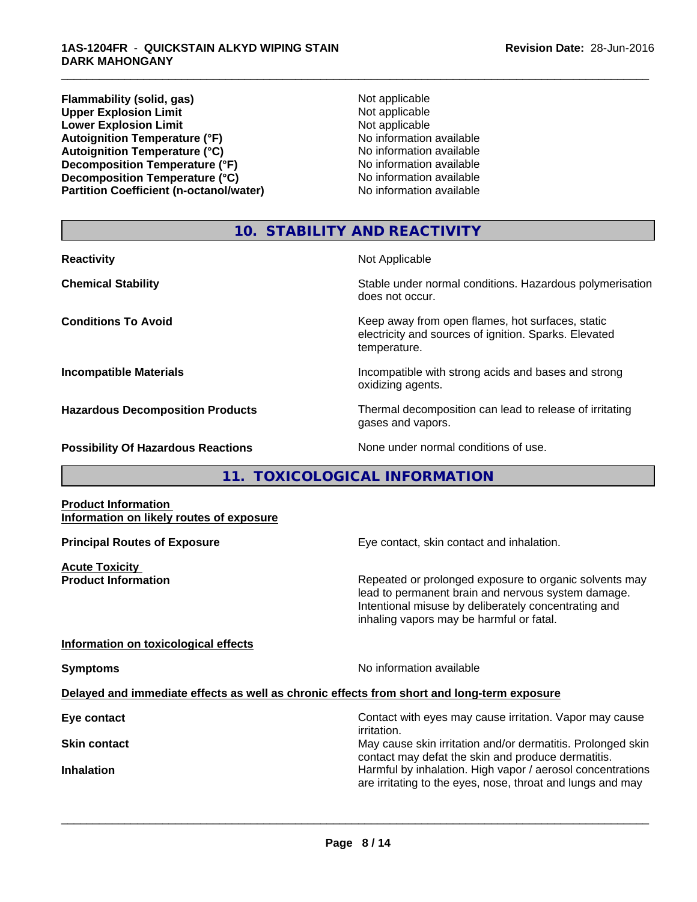| Property | Value |
|---|---|
| **Flammability (solid, gas)** | Not applicable |
| **Upper Explosion Limit** | Not applicable |
| **Lower Explosion Limit** | Not applicable |
| **Autoignition Temperature (°F)** | No information available |
| **Autoignition Temperature (°C)** | No information available |
| **Decomposition Temperature (°F)** | No information available |
| **Decomposition Temperature (°C)** | No information available |
| **Partition Coefficient (n-octanol/water)** | No information available |

## 10. STABILITY AND REACTIVITY

**Reactivity**: Not Applicable

**Chemical Stability**: Stable under normal conditions. Hazardous polymerisation does not occur.

**Conditions To Avoid**: Keep away from open flames, hot surfaces, static electricity and sources of ignition. Sparks. Elevated temperature.

**Incompatible Materials**: Incompatible with strong acids and bases and strong oxidizing agents.

**Hazardous Decomposition Products**: Thermal decomposition can lead to release of irritating gases and vapors.

**Possibility Of Hazardous Reactions**: None under normal conditions of use.

## 11. TOXICOLOGICAL INFORMATION

**Product Information**
**Information on likely routes of exposure**

**Principal Routes of Exposure**: Eye contact, skin contact and inhalation.

**Acute Toxicity**
**Product Information**: Repeated or prolonged exposure to organic solvents may lead to permanent brain and nervous system damage. Intentional misuse by deliberately concentrating and inhaling vapors may be harmful or fatal.

**Information on toxicological effects**

**Symptoms**: No information available

**Delayed and immediate effects as well as chronic effects from short and long-term exposure**

**Eye contact**: Contact with eyes may cause irritation. Vapor may cause irritation.

**Skin contact**: May cause skin irritation and/or dermatitis. Prolonged skin contact may defat the skin and produce dermatitis.

**Inhalation**: Harmful by inhalation. High vapor / aerosol concentrations are irritating to the eyes, nose, throat and lungs and may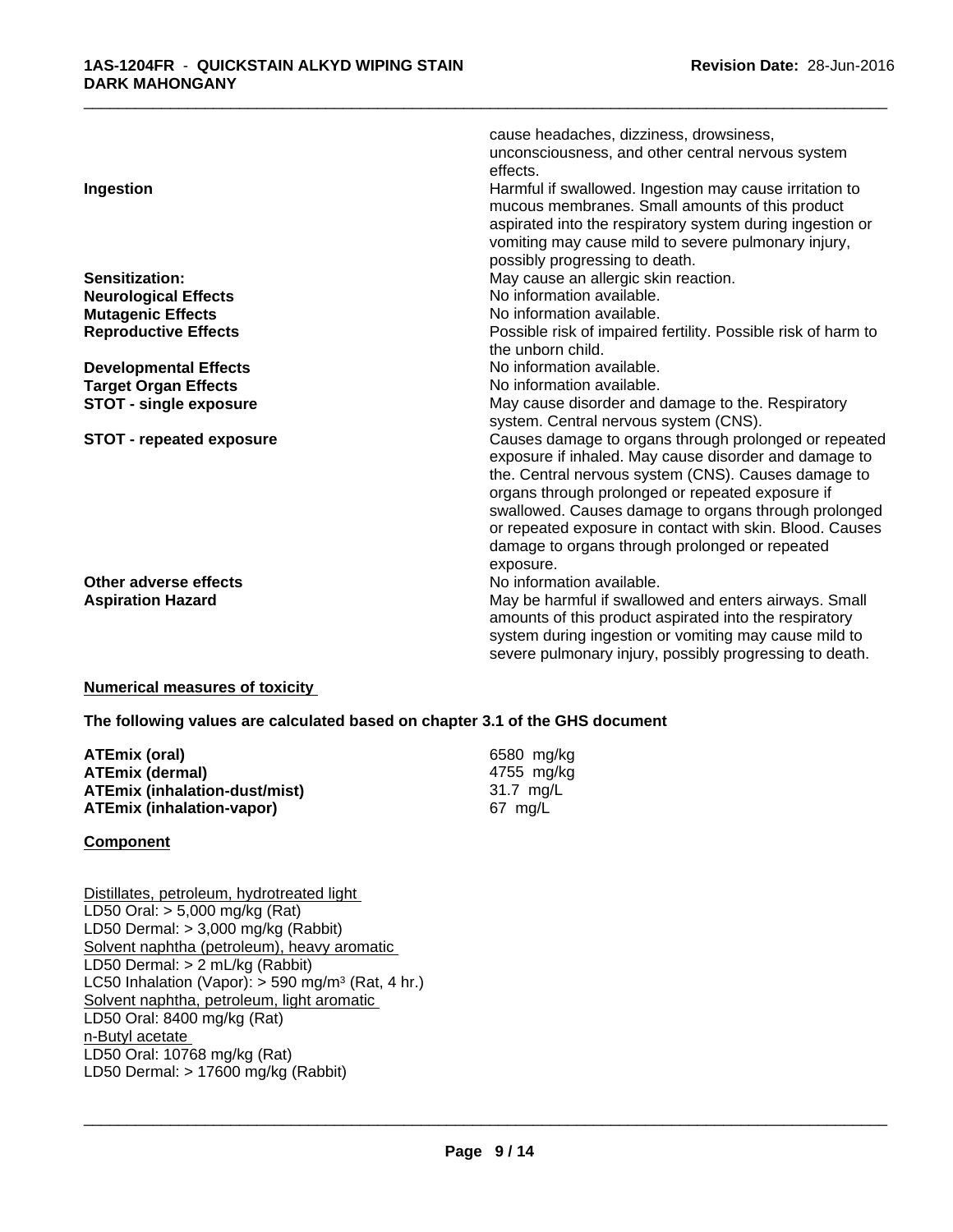| | |
|---|---|
| | cause headaches, dizziness, drowsiness, unconsciousness, and other central nervous system effects. |
| **Ingestion** | Harmful if swallowed. Ingestion may cause irritation to mucous membranes. Small amounts of this product aspirated into the respiratory system during ingestion or vomiting may cause mild to severe pulmonary injury, possibly progressing to death. |
| **Sensitization:** | May cause an allergic skin reaction. |
| **Neurological Effects** | No information available. |
| **Mutagenic Effects** | No information available. |
| **Reproductive Effects** | Possible risk of impaired fertility. Possible risk of harm to the unborn child. |
| **Developmental Effects** | No information available. |
| **Target Organ Effects** | No information available. |
| **STOT - single exposure** | May cause disorder and damage to the. Respiratory system. Central nervous system (CNS). |
| **STOT - repeated exposure** | Causes damage to organs through prolonged or repeated exposure if inhaled. May cause disorder and damage to the. Central nervous system (CNS). Causes damage to organs through prolonged or repeated exposure if swallowed. Causes damage to organs through prolonged or repeated exposure in contact with skin. Blood. Causes damage to organs through prolonged or repeated exposure. |
| **Other adverse effects** | No information available. |
| **Aspiration Hazard** | May be harmful if swallowed and enters airways. Small amounts of this product aspirated into the respiratory system during ingestion or vomiting may cause mild to severe pulmonary injury, possibly progressing to death. |

**Numerical measures of toxicity**

**The following values are calculated based on chapter 3.1 of the GHS document**

| | |
|---|---|
| **ATEmix (oral)** | 6580 mg/kg |
| **ATEmix (dermal)** | 4755 mg/kg |
| **ATEmix (inhalation-dust/mist)** | 31.7 mg/L |
| **ATEmix (inhalation-vapor)** | 67 mg/L |

**Component**

Distillates, petroleum, hydrotreated light
LD50 Oral: > 5,000 mg/kg (Rat)
LD50 Dermal: > 3,000 mg/kg (Rabbit)
Solvent naphtha (petroleum), heavy aromatic
LD50 Dermal: > 2 mL/kg (Rabbit)
LC50 Inhalation (Vapor): > 590 mg/m$^3$ (Rat, 4 hr.)
Solvent naphtha, petroleum, light aromatic
LD50 Oral: 8400 mg/kg (Rat)
n-Butyl acetate
LD50 Oral: 10768 mg/kg (Rat)
LD50 Dermal: > 17600 mg/kg (Rabbit)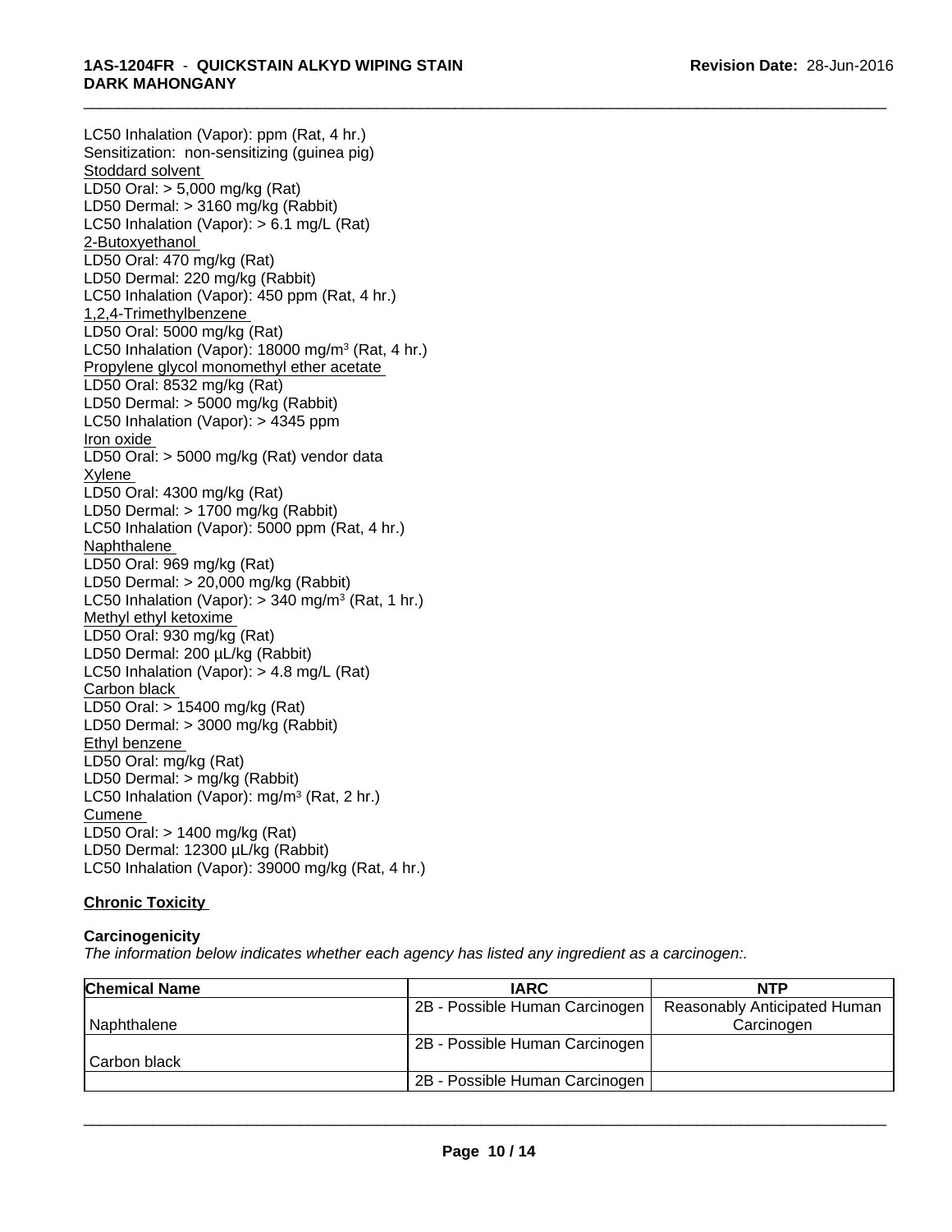LC50 Inhalation (Vapor): ppm (Rat, 4 hr.)
Sensitization: non-sensitizing (guinea pig)

Stoddard solvent
LD50 Oral: > 5,000 mg/kg (Rat)
LD50 Dermal: > 3160 mg/kg (Rabbit)
LC50 Inhalation (Vapor): > 6.1 mg/L (Rat)

2-Butoxyethanol
LD50 Oral: 470 mg/kg (Rat)
LD50 Dermal: 220 mg/kg (Rabbit)
LC50 Inhalation (Vapor): 450 ppm (Rat, 4 hr.)

1,2,4-Trimethylbenzene
LD50 Oral: 5000 mg/kg (Rat)
LC50 Inhalation (Vapor): 18000 mg/m$^3$ (Rat, 4 hr.)

Propylene glycol monomethyl ether acetate
LD50 Oral: 8532 mg/kg (Rat)
LD50 Dermal: > 5000 mg/kg (Rabbit)
LC50 Inhalation (Vapor): > 4345 ppm

Iron oxide
LD50 Oral: > 5000 mg/kg (Rat) vendor data

Xylene
LD50 Oral: 4300 mg/kg (Rat)
LD50 Dermal: > 1700 mg/kg (Rabbit)
LC50 Inhalation (Vapor): 5000 ppm (Rat, 4 hr.)

Naphthalene
LD50 Oral: 969 mg/kg (Rat)
LD50 Dermal: > 20,000 mg/kg (Rabbit)
LC50 Inhalation (Vapor): > 340 mg/m$^3$ (Rat, 1 hr.)

Methyl ethyl ketoxime
LD50 Oral: 930 mg/kg (Rat)
LD50 Dermal: 200 µL/kg (Rabbit)
LC50 Inhalation (Vapor): > 4.8 mg/L (Rat)

Carbon black
LD50 Oral: > 15400 mg/kg (Rat)
LD50 Dermal: > 3000 mg/kg (Rabbit)

Ethyl benzene
LD50 Oral: mg/kg (Rat)
LD50 Dermal: > mg/kg (Rabbit)
LC50 Inhalation (Vapor): mg/m$^3$ (Rat, 2 hr.)

Cumene
LD50 Oral: > 1400 mg/kg (Rat)
LD50 Dermal: 12300 µL/kg (Rabbit)
LC50 Inhalation (Vapor): 39000 mg/kg (Rat, 4 hr.)

## Chronic Toxicity

### Carcinogenicity

*The information below indicates whether each agency has listed any ingredient as a carcinogen:.*

| Chemical Name | IARC | NTP |
|---|---|---|
| Naphthalene | 2B - Possible Human Carcinogen | Reasonably Anticipated Human Carcinogen |
| Carbon black | 2B - Possible Human Carcinogen | |
| | 2B - Possible Human Carcinogen | |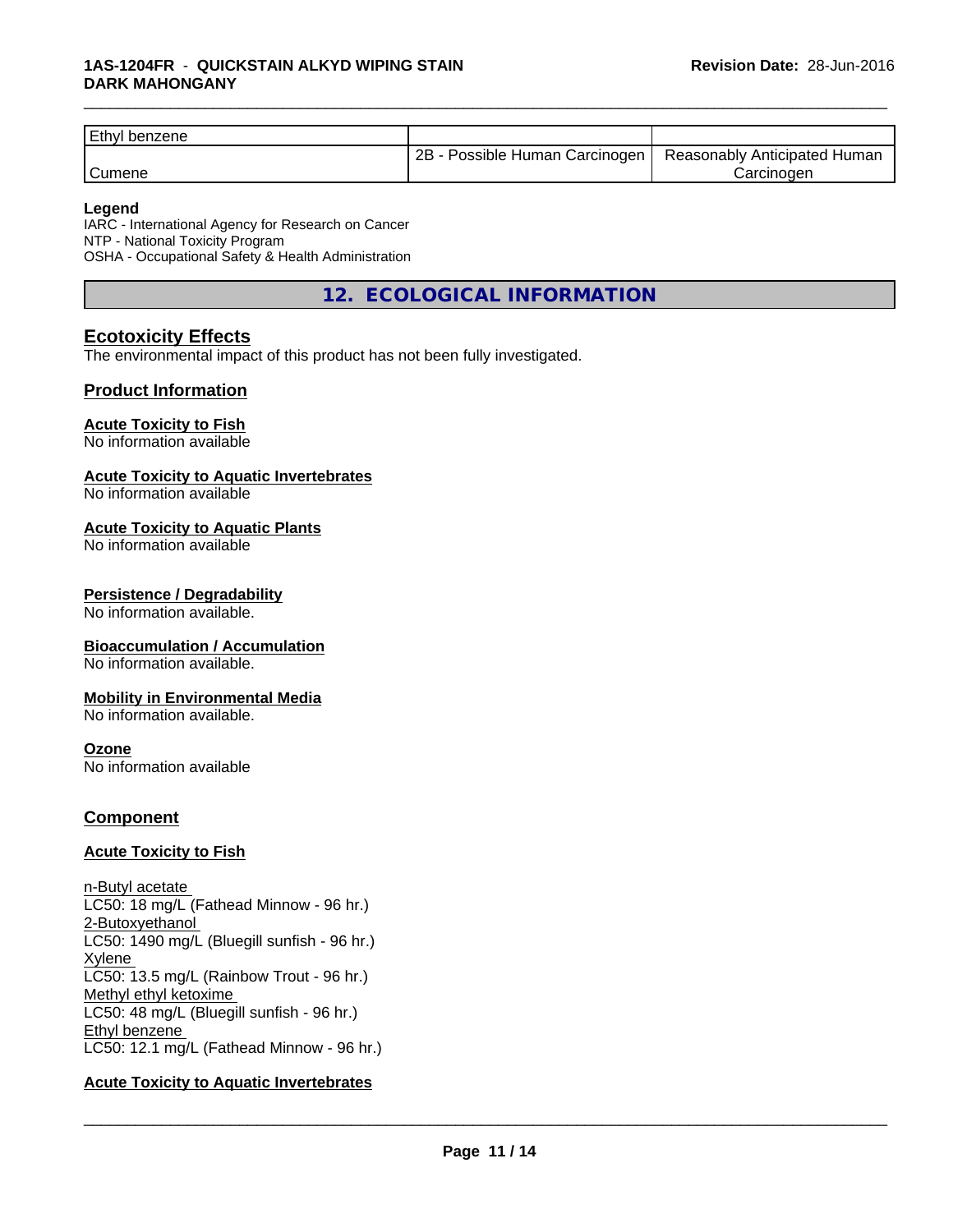| | | |
|---|---|---|
| Ethyl benzene | | |
| Cumene | 2B - Possible Human Carcinogen | Reasonably Anticipated Human Carcinogen |

**Legend**
IARC - International Agency for Research on Cancer
NTP - National Toxicity Program
OSHA - Occupational Safety & Health Administration

# 12. ECOLOGICAL INFORMATION

## Ecotoxicity Effects

The environmental impact of this product has not been fully investigated.

## Product Information

### Acute Toxicity to Fish

No information available

### Acute Toxicity to Aquatic Invertebrates

No information available

### Acute Toxicity to Aquatic Plants

No information available

### Persistence / Degradability

No information available.

### Bioaccumulation / Accumulation

No information available.

### Mobility in Environmental Media

No information available.

### Ozone

No information available

## Component

### Acute Toxicity to Fish

n-Butyl acetate
LC50: 18 mg/L (Fathead Minnow - 96 hr.)
2-Butoxyethanol
LC50: 1490 mg/L (Bluegill sunfish - 96 hr.)
Xylene
LC50: 13.5 mg/L (Rainbow Trout - 96 hr.)
Methyl ethyl ketoxime
LC50: 48 mg/L (Bluegill sunfish - 96 hr.)
Ethyl benzene
LC50: 12.1 mg/L (Fathead Minnow - 96 hr.)

### Acute Toxicity to Aquatic Invertebrates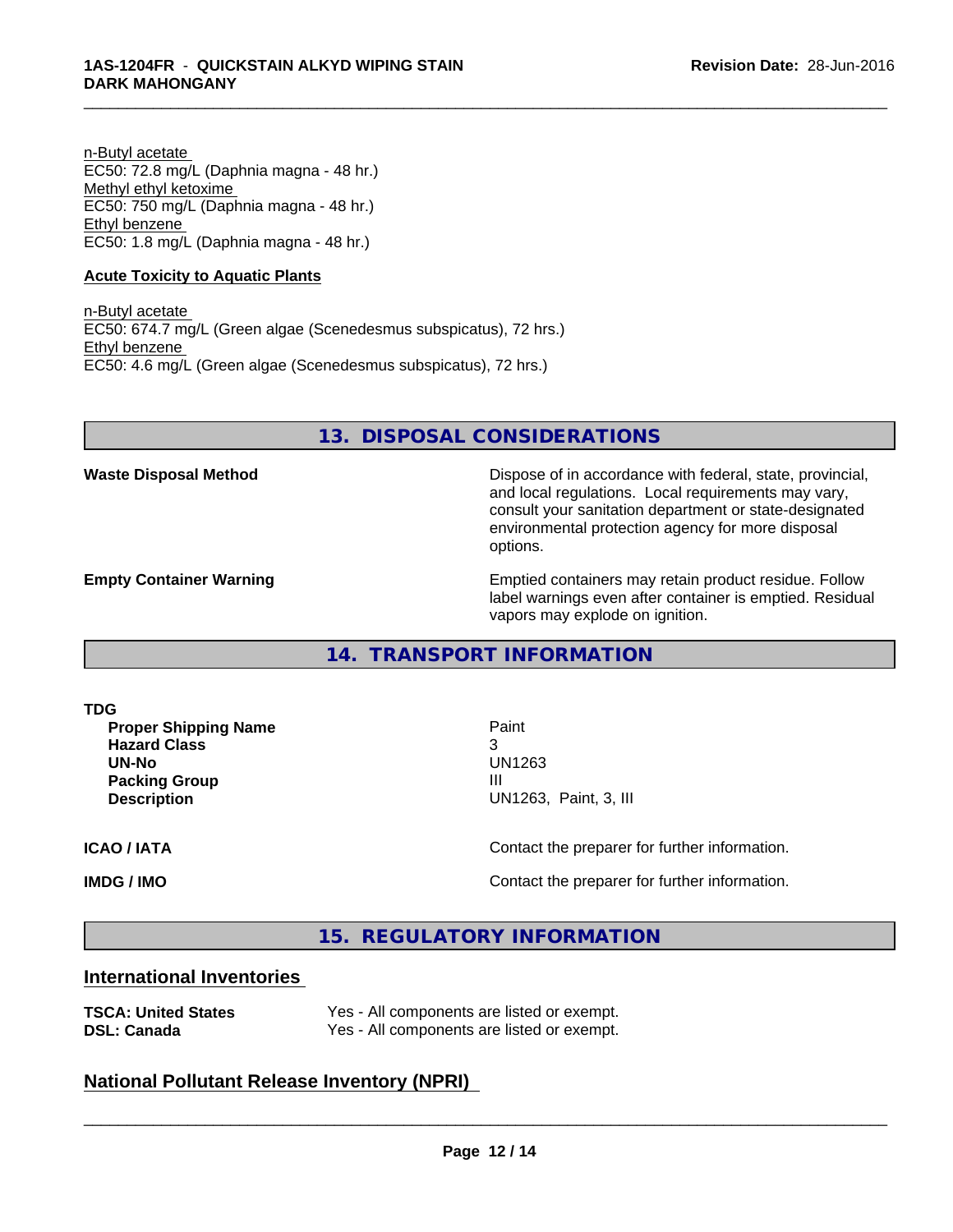n-Butyl acetate
EC50: 72.8 mg/L (Daphnia magna - 48 hr.)
Methyl ethyl ketoxime
EC50: 750 mg/L (Daphnia magna - 48 hr.)
Ethyl benzene
EC50: 1.8 mg/L (Daphnia magna - 48 hr.)

**Acute Toxicity to Aquatic Plants**

n-Butyl acetate
EC50: 674.7 mg/L (Green algae (Scenedesmus subspicatus), 72 hrs.)
Ethyl benzene
EC50: 4.6 mg/L (Green algae (Scenedesmus subspicatus), 72 hrs.)

## 13. DISPOSAL CONSIDERATIONS

**Waste Disposal Method** — Dispose of in accordance with federal, state, provincial, and local regulations. Local requirements may vary, consult your sanitation department or state-designated environmental protection agency for more disposal options.

**Empty Container Warning** — Emptied containers may retain product residue. Follow label warnings even after container is emptied. Residual vapors may explode on ignition.

## 14. TRANSPORT INFORMATION

**TDG**

| | |
|---|---|
| **Proper Shipping Name** | Paint |
| **Hazard Class** | 3 |
| **UN-No** | UN1263 |
| **Packing Group** | III |
| **Description** | UN1263, Paint, 3, III |

**ICAO / IATA** — Contact the preparer for further information.

**IMDG / IMO** — Contact the preparer for further information.

## 15. REGULATORY INFORMATION

### International Inventories

| | |
|---|---|
| **TSCA: United States** | Yes - All components are listed or exempt. |
| **DSL: Canada** | Yes - All components are listed or exempt. |

### National Pollutant Release Inventory (NPRI)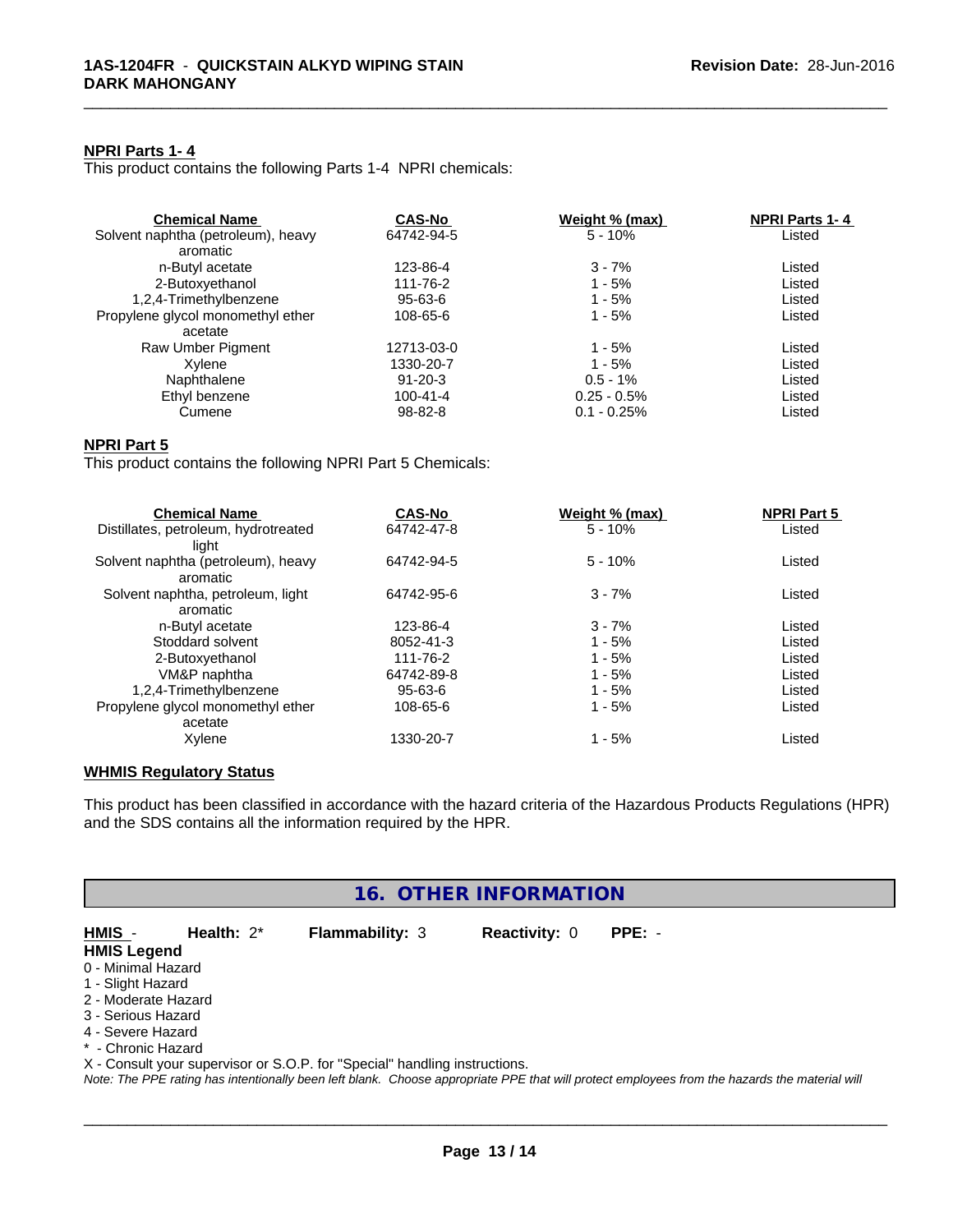**NPRI Parts 1- 4**

This product contains the following Parts 1-4 NPRI chemicals:

| Chemical Name | CAS-No | Weight % (max) | NPRI Parts 1- 4 |
|---|---|---|---|
| Solvent naphtha (petroleum), heavy aromatic | 64742-94-5 | 5 - 10% | Listed |
| n-Butyl acetate | 123-86-4 | 3 - 7% | Listed |
| 2-Butoxyethanol | 111-76-2 | 1 - 5% | Listed |
| 1,2,4-Trimethylbenzene | 95-63-6 | 1 - 5% | Listed |
| Propylene glycol monomethyl ether acetate | 108-65-6 | 1 - 5% | Listed |
| Raw Umber Pigment | 12713-03-0 | 1 - 5% | Listed |
| Xylene | 1330-20-7 | 1 - 5% | Listed |
| Naphthalene | 91-20-3 | 0.5 - 1% | Listed |
| Ethyl benzene | 100-41-4 | 0.25 - 0.5% | Listed |
| Cumene | 98-82-8 | 0.1 - 0.25% | Listed |

**NPRI Part 5**

This product contains the following NPRI Part 5 Chemicals:

| Chemical Name | CAS-No | Weight % (max) | NPRI Part 5 |
|---|---|---|---|
| Distillates, petroleum, hydrotreated light | 64742-47-8 | 5 - 10% | Listed |
| Solvent naphtha (petroleum), heavy aromatic | 64742-94-5 | 5 - 10% | Listed |
| Solvent naphtha, petroleum, light aromatic | 64742-95-6 | 3 - 7% | Listed |
| n-Butyl acetate | 123-86-4 | 3 - 7% | Listed |
| Stoddard solvent | 8052-41-3 | 1 - 5% | Listed |
| 2-Butoxyethanol | 111-76-2 | 1 - 5% | Listed |
| VM&P naphtha | 64742-89-8 | 1 - 5% | Listed |
| 1,2,4-Trimethylbenzene | 95-63-6 | 1 - 5% | Listed |
| Propylene glycol monomethyl ether acetate | 108-65-6 | 1 - 5% | Listed |
| Xylene | 1330-20-7 | 1 - 5% | Listed |

**WHMIS Regulatory Status**

This product has been classified in accordance with the hazard criteria of the Hazardous Products Regulations (HPR) and the SDS contains all the information required by the HPR.

## 16. OTHER INFORMATION

**HMIS** - **Health:** 2* **Flammability:** 3 **Reactivity:** 0 **PPE:** -

**HMIS Legend**

0 - Minimal Hazard
1 - Slight Hazard
2 - Moderate Hazard
3 - Serious Hazard
4 - Severe Hazard
* - Chronic Hazard
X - Consult your supervisor or S.O.P. for "Special" handling instructions.

*Note: The PPE rating has intentionally been left blank. Choose appropriate PPE that will protect employees from the hazards the material will*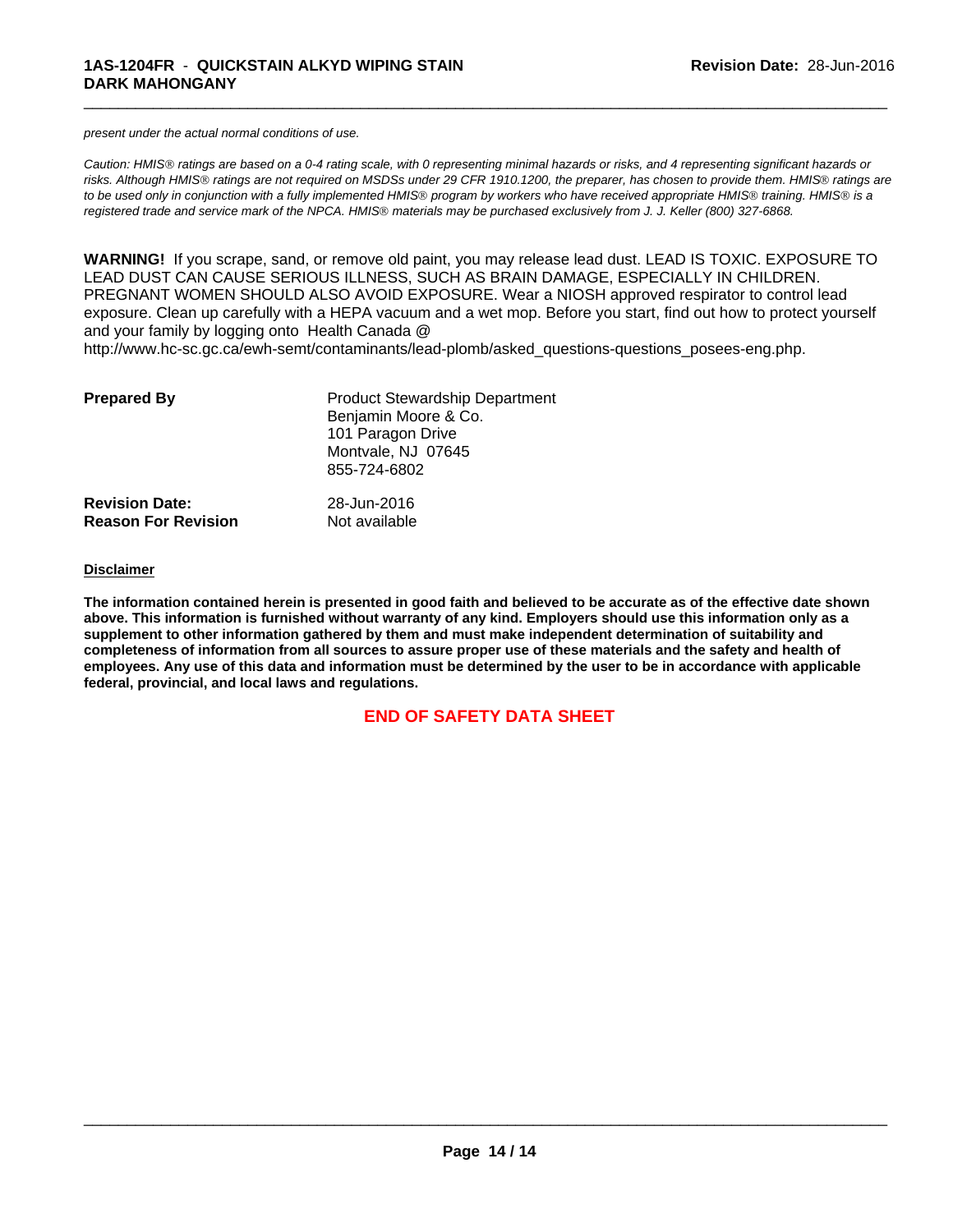*present under the actual normal conditions of use.*

*Caution: HMIS® ratings are based on a 0-4 rating scale, with 0 representing minimal hazards or risks, and 4 representing significant hazards or risks. Although HMIS® ratings are not required on MSDSs under 29 CFR 1910.1200, the preparer, has chosen to provide them. HMIS® ratings are to be used only in conjunction with a fully implemented HMIS® program by workers who have received appropriate HMIS® training. HMIS® is a registered trade and service mark of the NPCA. HMIS® materials may be purchased exclusively from J. J. Keller (800) 327-6868.*

**WARNING!** If you scrape, sand, or remove old paint, you may release lead dust. LEAD IS TOXIC. EXPOSURE TO LEAD DUST CAN CAUSE SERIOUS ILLNESS, SUCH AS BRAIN DAMAGE, ESPECIALLY IN CHILDREN. PREGNANT WOMEN SHOULD ALSO AVOID EXPOSURE. Wear a NIOSH approved respirator to control lead exposure. Clean up carefully with a HEPA vacuum and a wet mop. Before you start, find out how to protect yourself and your family by logging onto Health Canada @ http://www.hc-sc.gc.ca/ewh-semt/contaminants/lead-plomb/asked_questions-questions_posees-eng.php.

| | |
|---|---|
| **Prepared By** | Product Stewardship Department<br>Benjamin Moore & Co.<br>101 Paragon Drive<br>Montvale, NJ 07645<br>855-724-6802 |
| **Revision Date:** | 28-Jun-2016 |
| **Reason For Revision** | Not available |

**Disclaimer**

**The information contained herein is presented in good faith and believed to be accurate as of the effective date shown above. This information is furnished without warranty of any kind. Employers should use this information only as a supplement to other information gathered by them and must make independent determination of suitability and completeness of information from all sources to assure proper use of these materials and the safety and health of employees. Any use of this data and information must be determined by the user to be in accordance with applicable federal, provincial, and local laws and regulations.**

**END OF SAFETY DATA SHEET**